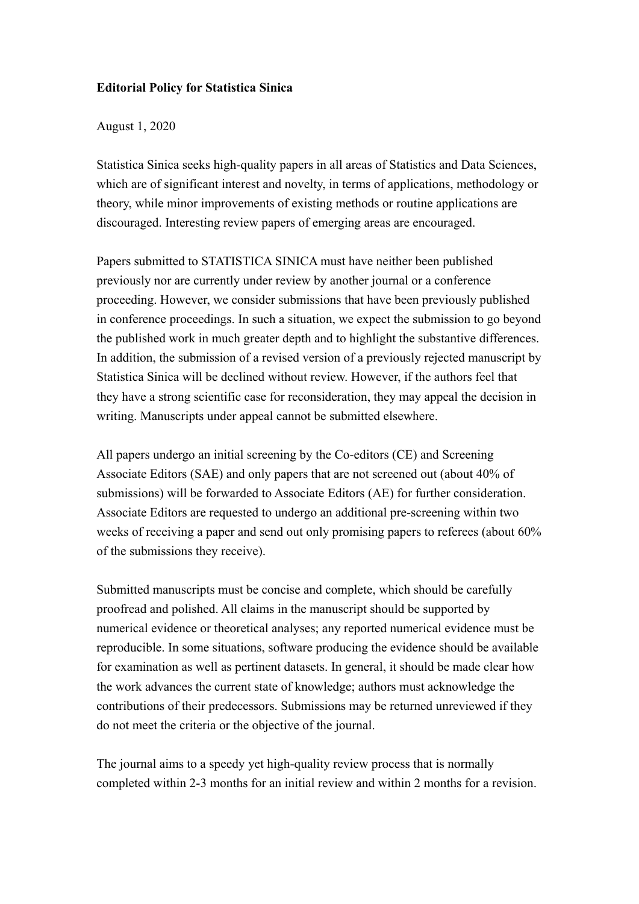**Editorial Policy for Statistica Sinica**

August 1, 2020

Statistica Sinica seeks high-quality papers in all areas of Statistics and Data Sciences, which are of significant interest and novelty, in terms of applications, methodology or theory, while minor improvements of existing methods or routine applications are discouraged. Interesting review papers of emerging areas are encouraged.

Papers submitted to STATISTICA SINICA must have neither been published previously nor are currently under review by another journal or a conference proceeding. However, we consider submissions that have been previously published in conference proceedings. In such a situation, we expect the submission to go beyond the published work in much greater depth and to highlight the substantive differences. In addition, the submission of a revised version of a previously rejected manuscript by Statistica Sinica will be declined without review. However, if the authors feel that they have a strong scientific case for reconsideration, they may appeal the decision in writing. Manuscripts under appeal cannot be submitted elsewhere.

All papers undergo an initial screening by the Co-editors (CE) and Screening Associate Editors (SAE) and only papers that are not screened out (about 40% of submissions) will be forwarded to Associate Editors (AE) for further consideration. Associate Editors are requested to undergo an additional pre-screening within two weeks of receiving a paper and send out only promising papers to referees (about 60% of the submissions they receive).

Submitted manuscripts must be concise and complete, which should be carefully proofread and polished. All claims in the manuscript should be supported by numerical evidence or theoretical analyses; any reported numerical evidence must be reproducible. In some situations, software producing the evidence should be available for examination as well as pertinent datasets. In general, it should be made clear how the work advances the current state of knowledge; authors must acknowledge the contributions of their predecessors. Submissions may be returned unreviewed if they do not meet the criteria or the objective of the journal.

The journal aims to a speedy yet high-quality review process that is normally completed within 2-3 months for an initial review and within 2 months for a revision.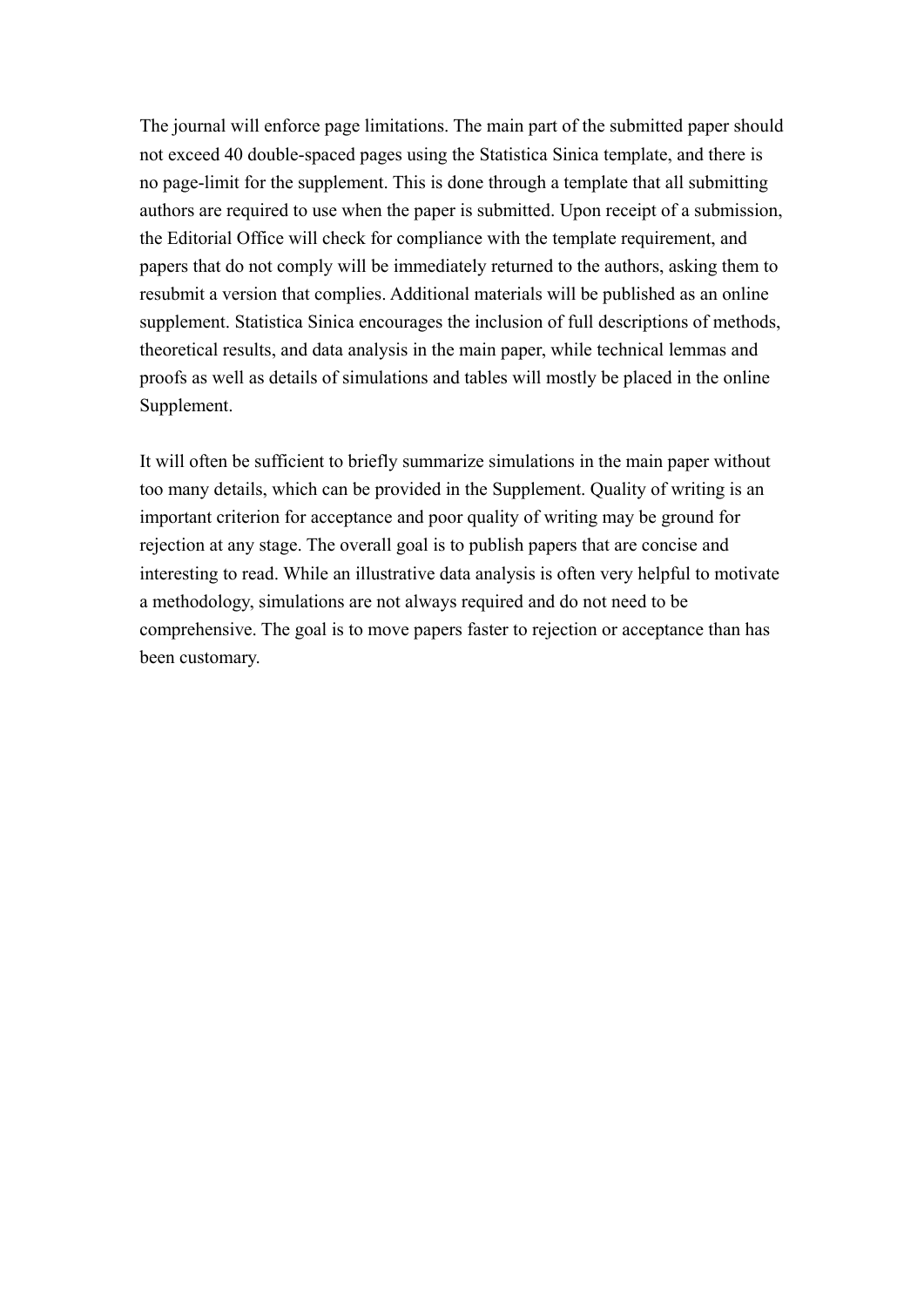The journal will enforce page limitations. The main part of the submitted paper should not exceed 40 double-spaced pages using the Statistica Sinica template, and there is no page-limit for the supplement. This is done through a template that all submitting authors are required to use when the paper is submitted. Upon receipt of a submission, the Editorial Office will check for compliance with the template requirement, and papers that do not comply will be immediately returned to the authors, asking them to resubmit a version that complies. Additional materials will be published as an online supplement. Statistica Sinica encourages the inclusion of full descriptions of methods, theoretical results, and data analysis in the main paper, while technical lemmas and proofs as well as details of simulations and tables will mostly be placed in the online Supplement.

It will often be sufficient to briefly summarize simulations in the main paper without too many details, which can be provided in the Supplement. Quality of writing is an important criterion for acceptance and poor quality of writing may be ground for rejection at any stage. The overall goal is to publish papers that are concise and interesting to read. While an illustrative data analysis is often very helpful to motivate a methodology, simulations are not always required and do not need to be comprehensive. The goal is to move papers faster to rejection or acceptance than has been customary.